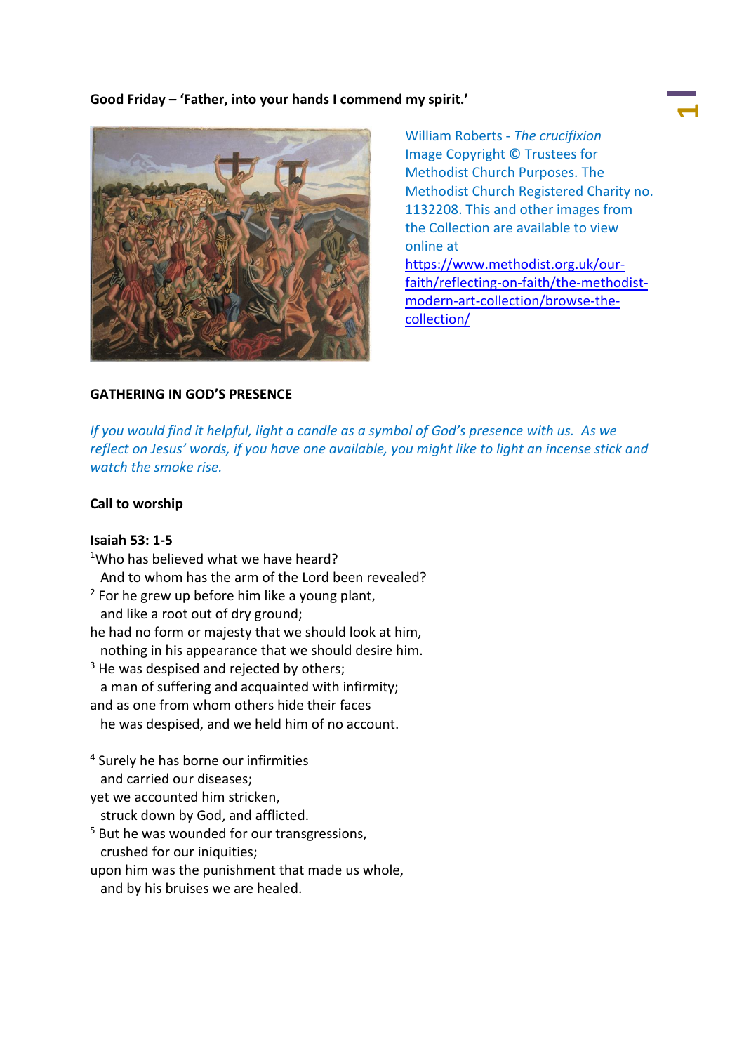**Good Friday – 'Father, into your hands I commend my spirit.'**

William Roberts - *The crucifixion*
Image Copyright © Trustees for Methodist Church Purposes. The Methodist Church Registered Charity no. 1132208. This and other images from the Collection are available to view online at https://www.methodist.org.uk/our-faith/reflecting-on-faith/the-methodist-modern-art-collection/browse-the-collection/

## GATHERING IN GOD'S PRESENCE

*If you would find it helpful, light a candle as a symbol of God's presence with us. As we reflect on Jesus' words, if you have one available, you might like to light an incense stick and watch the smoke rise.*

### Call to worship

**Isaiah 53: 1-5**

[1]Who has believed what we have heard?
  And to whom has the arm of the Lord been revealed?
[2] For he grew up before him like a young plant,
  and like a root out of dry ground;
he had no form or majesty that we should look at him,
  nothing in his appearance that we should desire him.
[3] He was despised and rejected by others;
  a man of suffering and acquainted with infirmity;
and as one from whom others hide their faces
  he was despised, and we held him of no account.

[4] Surely he has borne our infirmities
  and carried our diseases;
yet we accounted him stricken,
  struck down by God, and afflicted.
[5] But he was wounded for our transgressions,
  crushed for our iniquities;
upon him was the punishment that made us whole,
  and by his bruises we are healed.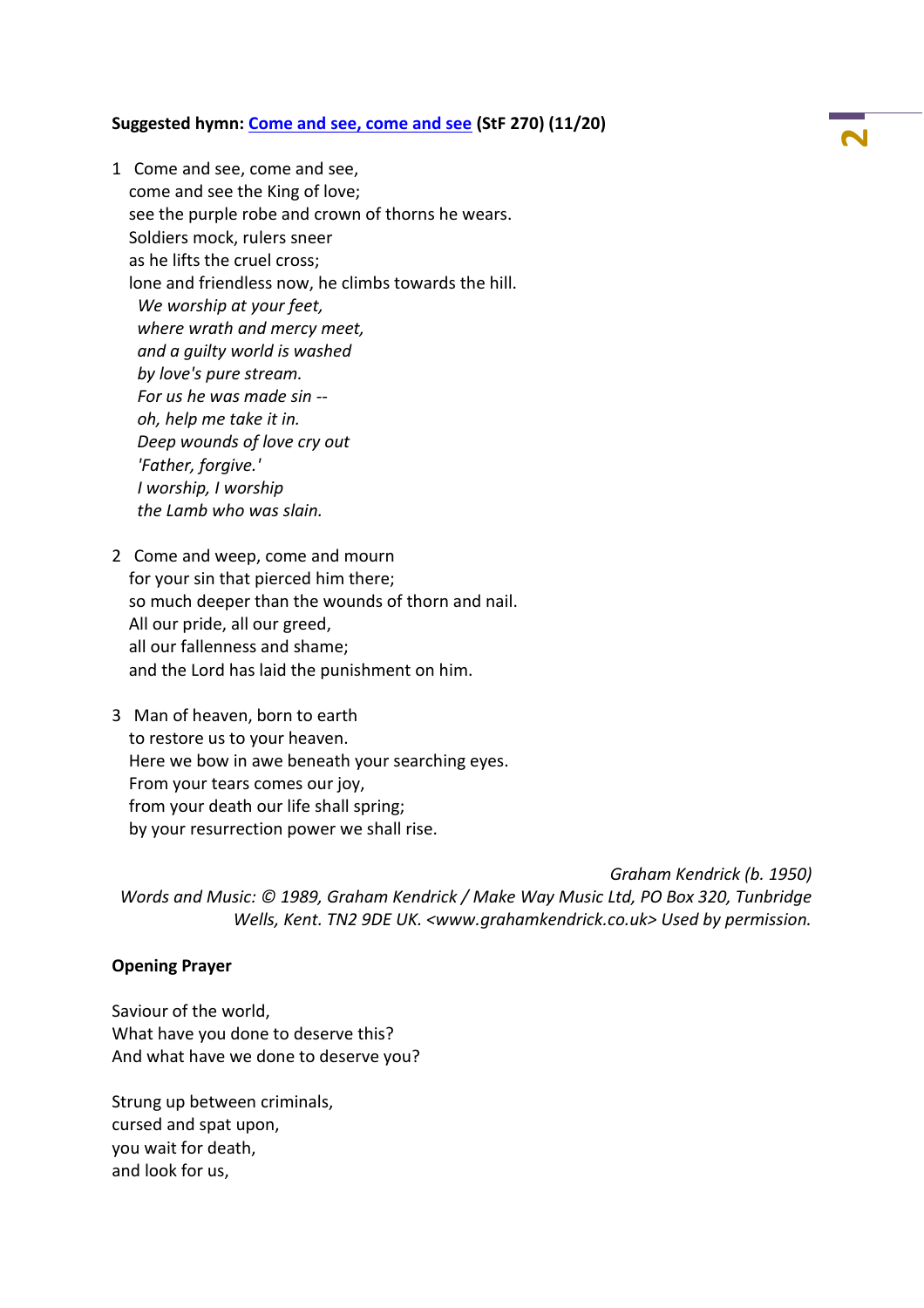**Suggested hymn: [Come and see, come and see](#) (StF 270) (11/20)**

1 Come and see, come and see,
come and see the King of love;
see the purple robe and crown of thorns he wears.
Soldiers mock, rulers sneer
as he lifts the cruel cross;
lone and friendless now, he climbs towards the hill.
*We worship at your feet,*
*where wrath and mercy meet,*
*and a guilty world is washed*
*by love's pure stream.*
*For us he was made sin --*
*oh, help me take it in.*
*Deep wounds of love cry out*
*'Father, forgive.'*
*I worship, I worship*
*the Lamb who was slain.*

2 Come and weep, come and mourn
for your sin that pierced him there;
so much deeper than the wounds of thorn and nail.
All our pride, all our greed,
all our fallenness and shame;
and the Lord has laid the punishment on him.

3 Man of heaven, born to earth
to restore us to your heaven.
Here we bow in awe beneath your searching eyes.
From your tears comes our joy,
from your death our life shall spring;
by your resurrection power we shall rise.

*Graham Kendrick (b. 1950)*
*Words and Music: © 1989, Graham Kendrick / Make Way Music Ltd, PO Box 320, Tunbridge Wells, Kent. TN2 9DE UK. <www.grahamkendrick.co.uk> Used by permission.*

**Opening Prayer**

Saviour of the world,
What have you done to deserve this?
And what have we done to deserve you?

Strung up between criminals,
cursed and spat upon,
you wait for death,
and look for us,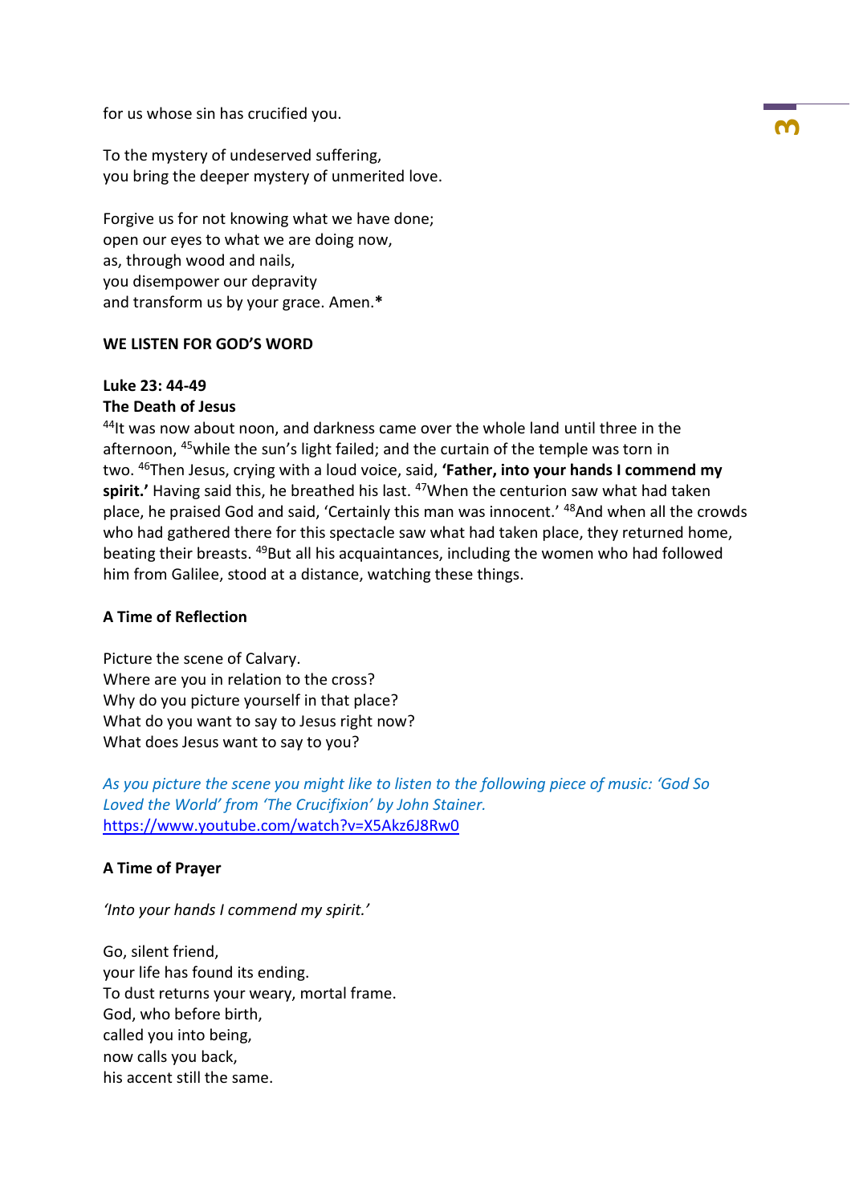for us whose sin has crucified you.

To the mystery of undeserved suffering,
you bring the deeper mystery of unmerited love.

Forgive us for not knowing what we have done;
open our eyes to what we are doing now,
as, through wood and nails,
you disempower our depravity
and transform us by your grace. Amen.**

**WE LISTEN FOR GOD'S WORD**

**Luke 23: 44-49**
**The Death of Jesus**
[44]It was now about noon, and darkness came over the whole land until three in the afternoon, [45]while the sun's light failed; and the curtain of the temple was torn in two. [46]Then Jesus, crying with a loud voice, said, **'Father, into your hands I commend my spirit.'** Having said this, he breathed his last. [47]When the centurion saw what had taken place, he praised God and said, 'Certainly this man was innocent.' [48]And when all the crowds who had gathered there for this spectacle saw what had taken place, they returned home, beating their breasts. [49]But all his acquaintances, including the women who had followed him from Galilee, stood at a distance, watching these things.

**A Time of Reflection**

Picture the scene of Calvary.
Where are you in relation to the cross?
Why do you picture yourself in that place?
What do you want to say to Jesus right now?
What does Jesus want to say to you?

*As you picture the scene you might like to listen to the following piece of music: 'God So Loved the World' from 'The Crucifixion' by John Stainer.*
https://www.youtube.com/watch?v=X5Akz6J8Rw0

**A Time of Prayer**

*'Into your hands I commend my spirit.'*

Go, silent friend,
your life has found its ending.
To dust returns your weary, mortal frame.
God, who before birth,
called you into being,
now calls you back,
his accent still the same.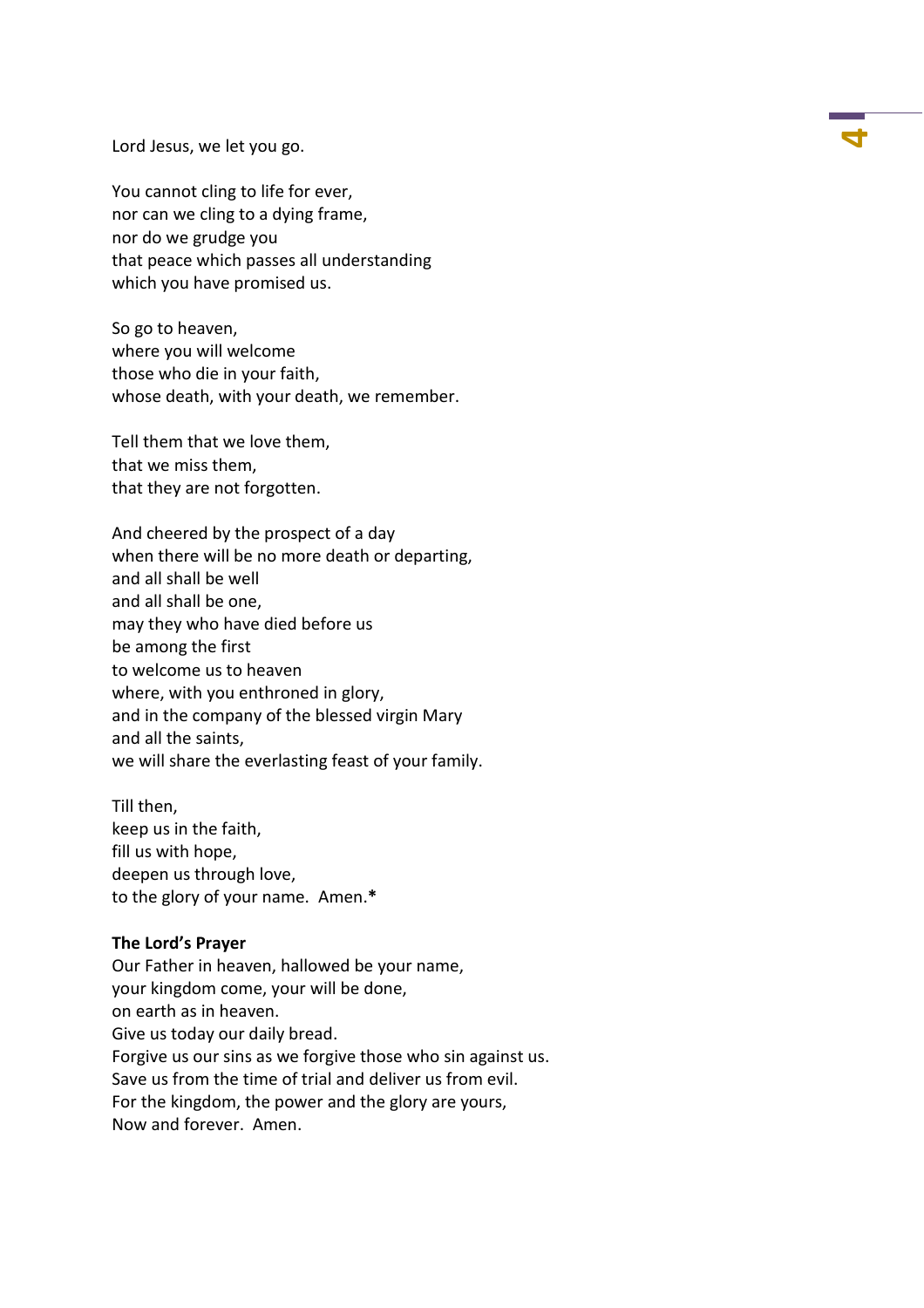Lord Jesus, we let you go.

You cannot cling to life for ever,
nor can we cling to a dying frame,
nor do we grudge you
that peace which passes all understanding
which you have promised us.

So go to heaven,
where you will welcome
those who die in your faith,
whose death, with your death, we remember.

Tell them that we love them,
that we miss them,
that they are not forgotten.

And cheered by the prospect of a day
when there will be no more death or departing,
and all shall be well
and all shall be one,
may they who have died before us
be among the first
to welcome us to heaven
where, with you enthroned in glory,
and in the company of the blessed virgin Mary
and all the saints,
we will share the everlasting feast of your family.

Till then,
keep us in the faith,
fill us with hope,
deepen us through love,
to the glory of your name. Amen.**

**The Lord's Prayer**
Our Father in heaven, hallowed be your name,
your kingdom come, your will be done,
on earth as in heaven.
Give us today our daily bread.
Forgive us our sins as we forgive those who sin against us.
Save us from the time of trial and deliver us from evil.
For the kingdom, the power and the glory are yours,
Now and forever. Amen.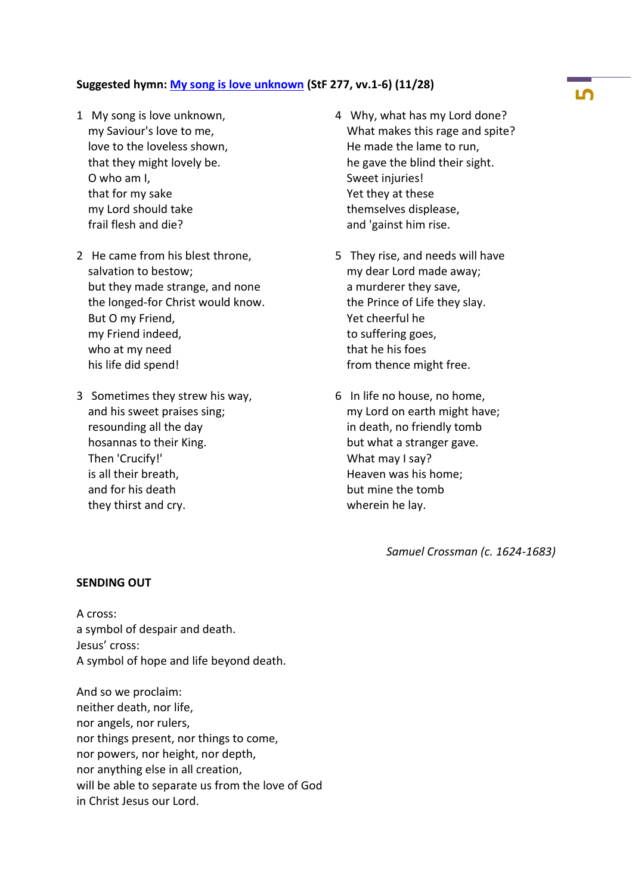**Suggested hymn: [My song is love unknown](#) (StF 277, vv.1-6) (11/28)**

1 My song is love unknown,
my Saviour's love to me,
love to the loveless shown,
that they might lovely be.
O who am I,
that for my sake
my Lord should take
frail flesh and die?

2 He came from his blest throne,
salvation to bestow;
but they made strange, and none
the longed-for Christ would know.
But O my Friend,
my Friend indeed,
who at my need
his life did spend!

3 Sometimes they strew his way,
and his sweet praises sing;
resounding all the day
hosannas to their King.
Then 'Crucify!'
is all their breath,
and for his death
they thirst and cry.

4 Why, what has my Lord done?
What makes this rage and spite?
He made the lame to run,
he gave the blind their sight.
Sweet injuries!
Yet they at these
themselves displease,
and 'gainst him rise.

5 They rise, and needs will have
my dear Lord made away;
a murderer they save,
the Prince of Life they slay.
Yet cheerful he
to suffering goes,
that he his foes
from thence might free.

6 In life no house, no home,
my Lord on earth might have;
in death, no friendly tomb
but what a stranger gave.
What may I say?
Heaven was his home;
but mine the tomb
wherein he lay.

*Samuel Crossman (c. 1624-1683)*

**SENDING OUT**

A cross:
a symbol of despair and death.
Jesus' cross:
A symbol of hope and life beyond death.

And so we proclaim:
neither death, nor life,
nor angels, nor rulers,
nor things present, nor things to come,
nor powers, nor height, nor depth,
nor anything else in all creation,
will be able to separate us from the love of God
in Christ Jesus our Lord.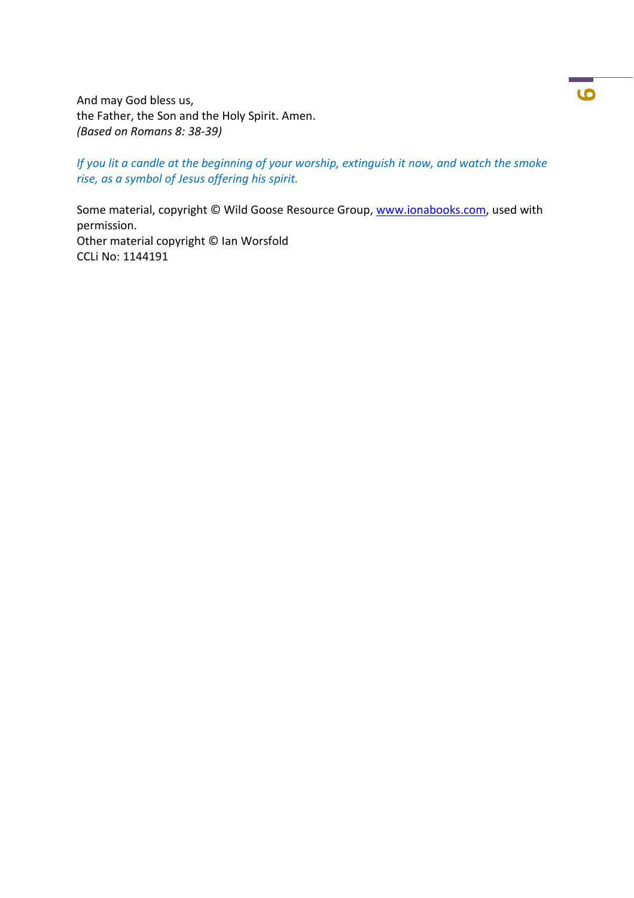And may God bless us,
the Father, the Son and the Holy Spirit. Amen.
*(Based on Romans 8: 38-39)*

*If you lit a candle at the beginning of your worship, extinguish it now, and watch the smoke rise, as a symbol of Jesus offering his spirit.*

Some material, copyright © Wild Goose Resource Group, [www.ionabooks.com](http://www.ionabooks.com), used with permission.
Other material copyright © Ian Worsfold
CCLi No: 1144191